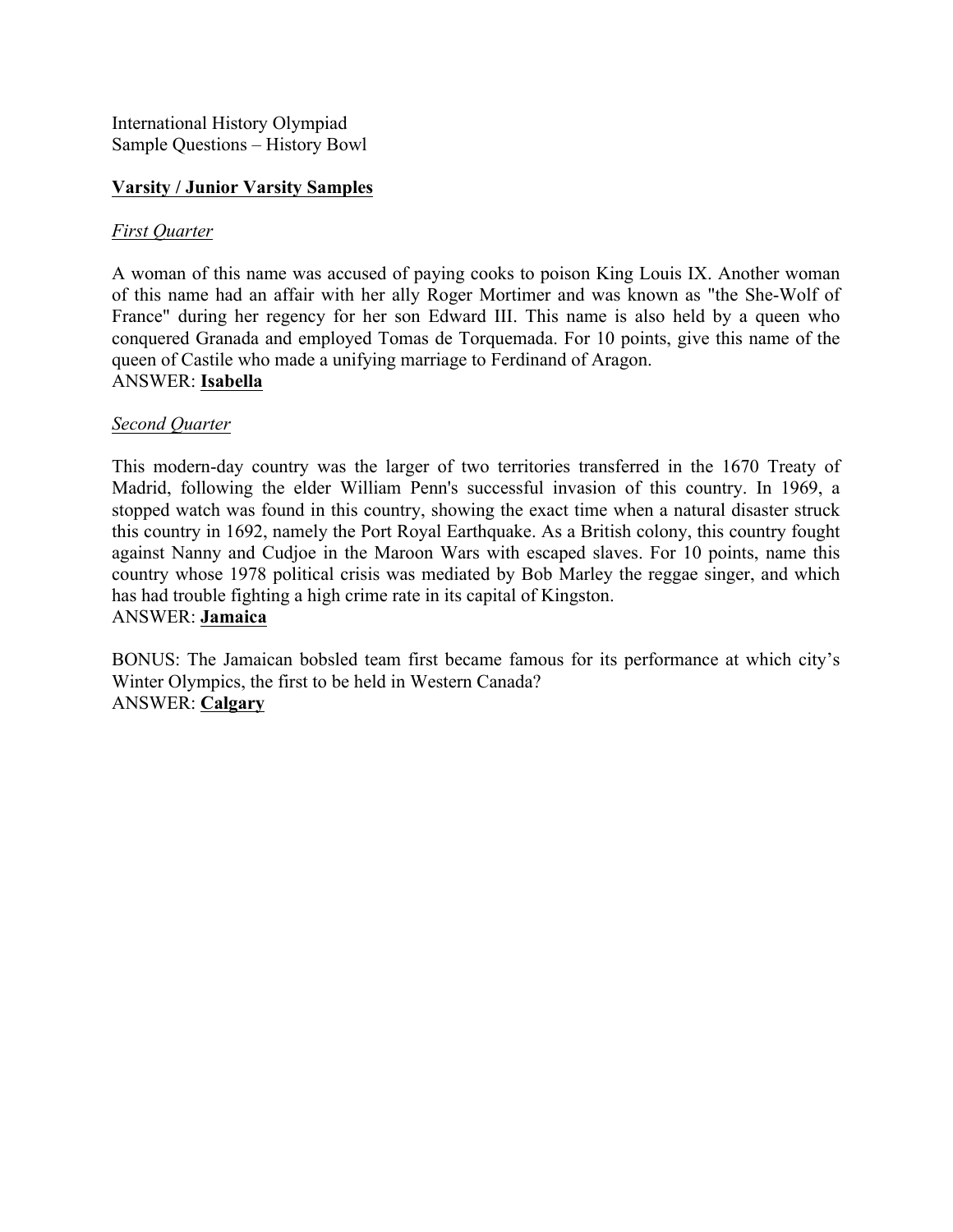International History Olympiad
Sample Questions – History Bowl

**<u>Varsity / Junior Varsity Samples</u>**

*<u>First Quarter</u>*

A woman of this name was accused of paying cooks to poison King Louis IX. Another woman of this name had an affair with her ally Roger Mortimer and was known as "the She-Wolf of France" during her regency for her son Edward III. This name is also held by a queen who conquered Granada and employed Tomas de Torquemada. For 10 points, give this name of the queen of Castile who made a unifying marriage to Ferdinand of Aragon.
ANSWER: **<u>Isabella</u>**

*<u>Second Quarter</u>*

This modern-day country was the larger of two territories transferred in the 1670 Treaty of Madrid, following the elder William Penn's successful invasion of this country. In 1969, a stopped watch was found in this country, showing the exact time when a natural disaster struck this country in 1692, namely the Port Royal Earthquake. As a British colony, this country fought against Nanny and Cudjoe in the Maroon Wars with escaped slaves. For 10 points, name this country whose 1978 political crisis was mediated by Bob Marley the reggae singer, and which has had trouble fighting a high crime rate in its capital of Kingston.
ANSWER: **<u>Jamaica</u>**

BONUS: The Jamaican bobsled team first became famous for its performance at which city's Winter Olympics, the first to be held in Western Canada?
ANSWER: **<u>Calgary</u>**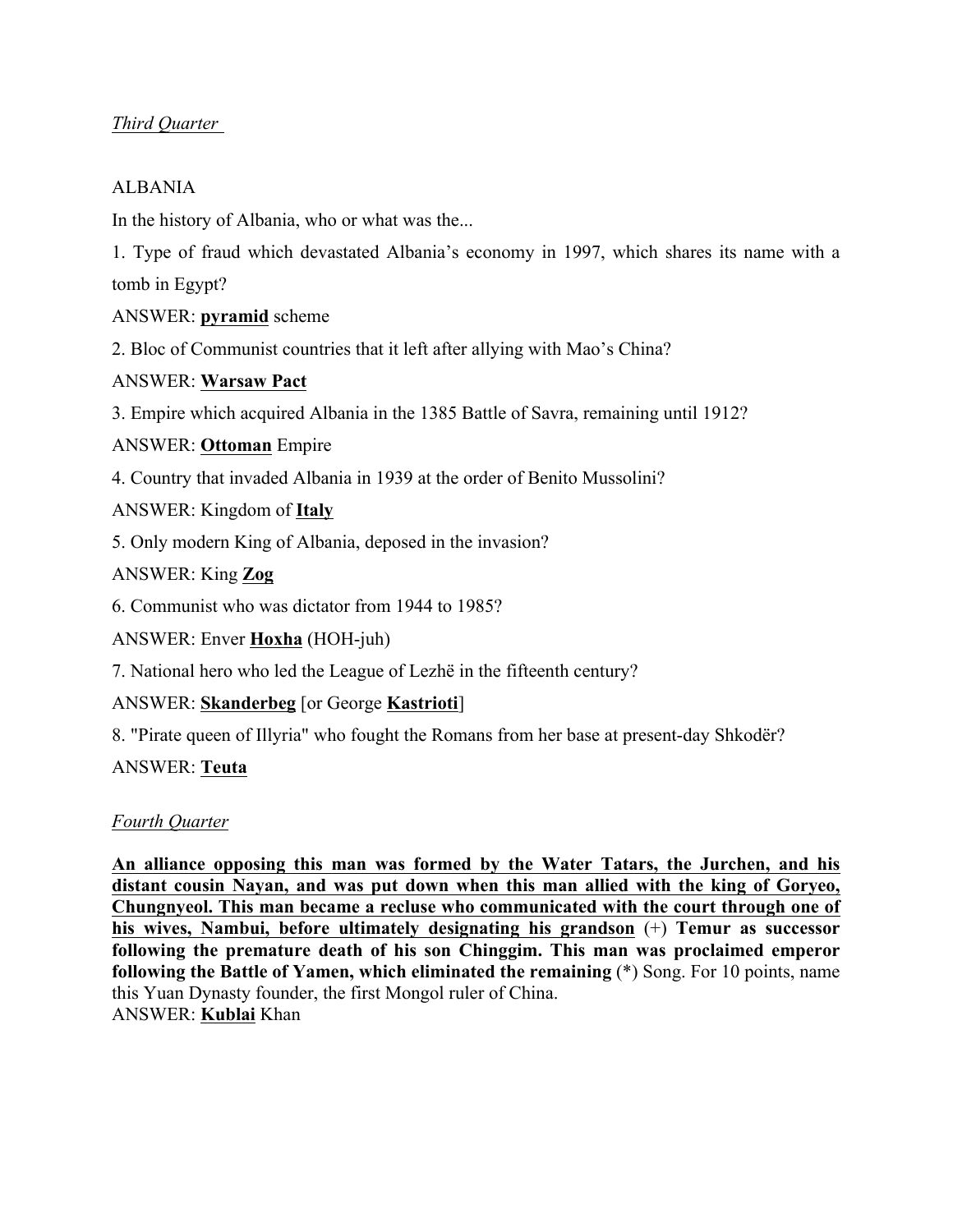*Third Quarter*

ALBANIA

In the history of Albania, who or what was the...

1. Type of fraud which devastated Albania's economy in 1997, which shares its name with a tomb in Egypt?

ANSWER: **pyramid** scheme

2. Bloc of Communist countries that it left after allying with Mao's China?

ANSWER: **Warsaw Pact**

3. Empire which acquired Albania in the 1385 Battle of Savra, remaining until 1912?

ANSWER: **Ottoman** Empire

4. Country that invaded Albania in 1939 at the order of Benito Mussolini?

ANSWER: Kingdom of **Italy**

5. Only modern King of Albania, deposed in the invasion?

ANSWER: King **Zog**

6. Communist who was dictator from 1944 to 1985?

ANSWER: Enver **Hoxha** (HOH-juh)

7. National hero who led the League of Lezhë in the fifteenth century?

ANSWER: **Skanderbeg** [or George **Kastrioti**]

8. "Pirate queen of Illyria" who fought the Romans from her base at present-day Shkodër?

ANSWER: **Teuta**

*Fourth Quarter*

**An alliance opposing this man was formed by the Water Tatars, the Jurchen, and his distant cousin Nayan, and was put down when this man allied with the king of Goryeo, Chungnyeol. This man became a recluse who communicated with the court through one of his wives, Nambui, before ultimately designating his grandson (+) Temur as successor following the premature death of his son Chinggim. This man was proclaimed emperor following the Battle of Yamen, which eliminated the remaining** (*) Song. For 10 points, name this Yuan Dynasty founder, the first Mongol ruler of China.

ANSWER: **Kublai** Khan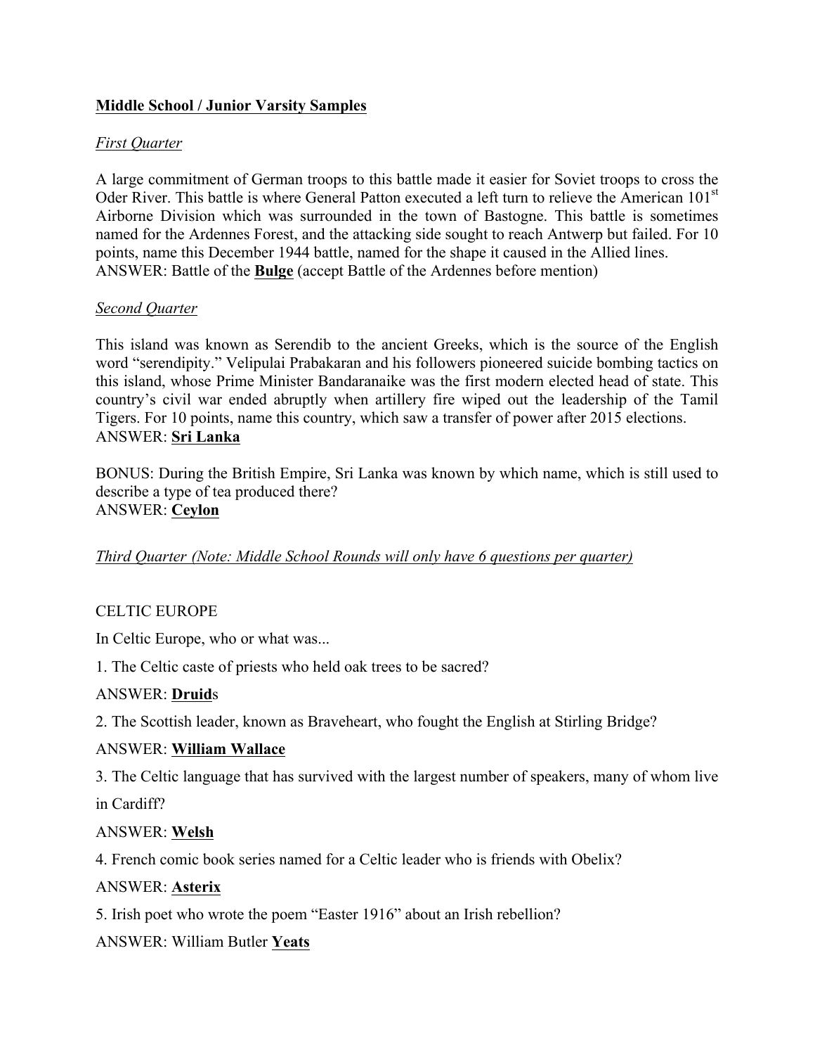**<u>Middle School / Junior Varsity Samples</u>**

*<u>First Quarter</u>*

A large commitment of German troops to this battle made it easier for Soviet troops to cross the Oder River. This battle is where General Patton executed a left turn to relieve the American 101st Airborne Division which was surrounded in the town of Bastogne. This battle is sometimes named for the Ardennes Forest, and the attacking side sought to reach Antwerp but failed. For 10 points, name this December 1944 battle, named for the shape it caused in the Allied lines.
ANSWER: Battle of the **<u>Bulge</u>** (accept Battle of the Ardennes before mention)

*<u>Second Quarter</u>*

This island was known as Serendib to the ancient Greeks, which is the source of the English word "serendipity." Velipulai Prabakaran and his followers pioneered suicide bombing tactics on this island, whose Prime Minister Bandaranaike was the first modern elected head of state. This country's civil war ended abruptly when artillery fire wiped out the leadership of the Tamil Tigers. For 10 points, name this country, which saw a transfer of power after 2015 elections.
ANSWER: **<u>Sri Lanka</u>**

BONUS: During the British Empire, Sri Lanka was known by which name, which is still used to describe a type of tea produced there?
ANSWER: **<u>Ceylon</u>**

*<u>Third Quarter (Note: Middle School Rounds will only have 6 questions per quarter)</u>*

CELTIC EUROPE

In Celtic Europe, who or what was...

1. The Celtic caste of priests who held oak trees to be sacred?

ANSWER: **<u>Druid</u>**s

2. The Scottish leader, known as Braveheart, who fought the English at Stirling Bridge?

ANSWER: **<u>William Wallace</u>**

3. The Celtic language that has survived with the largest number of speakers, many of whom live in Cardiff?

ANSWER: **<u>Welsh</u>**

4. French comic book series named for a Celtic leader who is friends with Obelix?

ANSWER: **<u>Asterix</u>**

5. Irish poet who wrote the poem "Easter 1916" about an Irish rebellion?

ANSWER: William Butler **<u>Yeats</u>**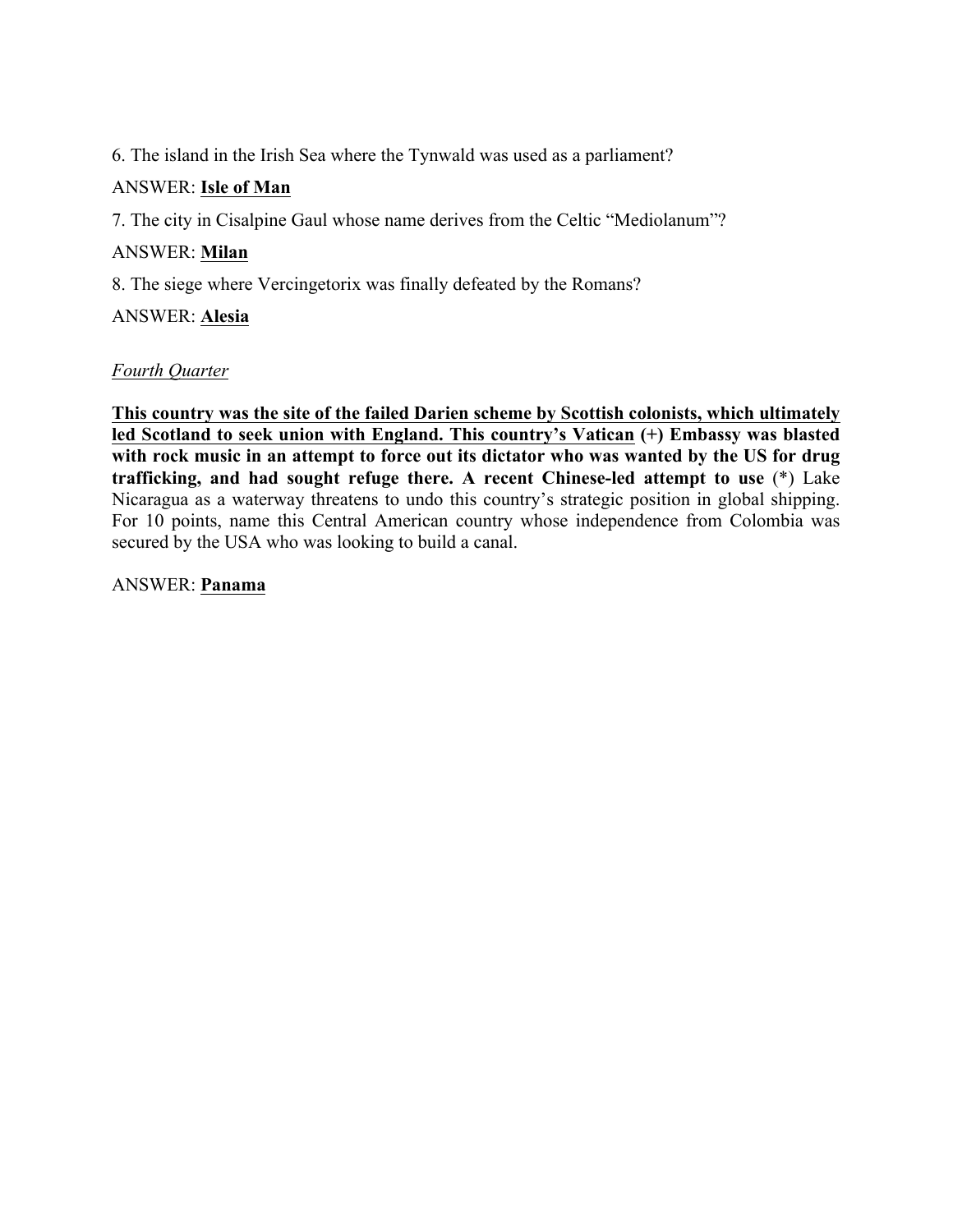6. The island in the Irish Sea where the Tynwald was used as a parliament?

ANSWER: <u>**Isle of Man**</u>

7. The city in Cisalpine Gaul whose name derives from the Celtic "Mediolanum"?

ANSWER: <u>**Milan**</u>

8. The siege where Vercingetorix was finally defeated by the Romans?

ANSWER: <u>**Alesia**</u>

*<u>Fourth Quarter</u>*

<u>**This country was the site of the failed Darien scheme by Scottish colonists, which ultimately led Scotland to seek union with England. This country's Vatican**</u> **(+) Embassy was blasted with rock music in an attempt to force out its dictator who was wanted by the US for drug trafficking, and had sought refuge there. A recent Chinese-led attempt to use** (*) Lake Nicaragua as a waterway threatens to undo this country's strategic position in global shipping. For 10 points, name this Central American country whose independence from Colombia was secured by the USA who was looking to build a canal.

ANSWER: <u>**Panama**</u>